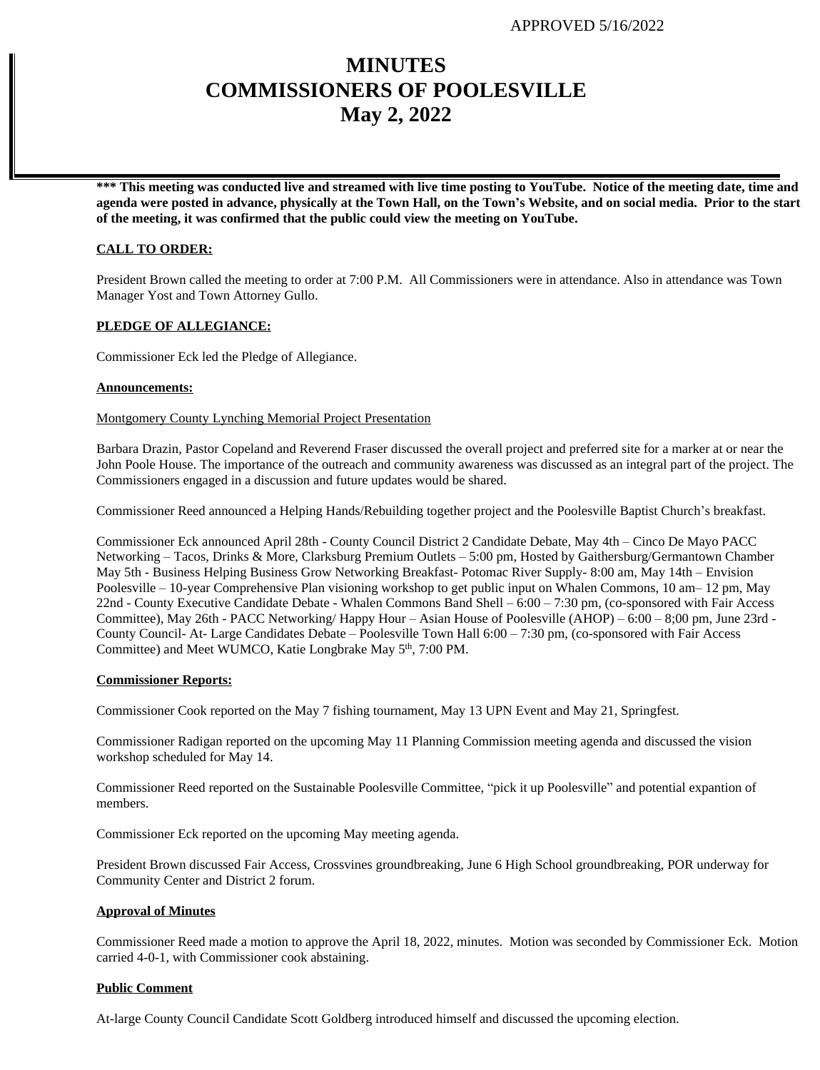APPROVED 5/16/2022

# MINUTES
# COMMISSIONERS OF POOLESVILLE
# May 2, 2022

**\*\*\* This meeting was conducted live and streamed with live time posting to YouTube. Notice of the meeting date, time and agenda were posted in advance, physically at the Town Hall, on the Town's Website, and on social media. Prior to the start of the meeting, it was confirmed that the public could view the meeting on YouTube.**

**CALL TO ORDER:**

President Brown called the meeting to order at 7:00 P.M. All Commissioners were in attendance. Also in attendance was Town Manager Yost and Town Attorney Gullo.

**PLEDGE OF ALLEGIANCE:**

Commissioner Eck led the Pledge of Allegiance.

**Announcements:**

Montgomery County Lynching Memorial Project Presentation

Barbara Drazin, Pastor Copeland and Reverend Fraser discussed the overall project and preferred site for a marker at or near the John Poole House. The importance of the outreach and community awareness was discussed as an integral part of the project. The Commissioners engaged in a discussion and future updates would be shared.

Commissioner Reed announced a Helping Hands/Rebuilding together project and the Poolesville Baptist Church's breakfast.

Commissioner Eck announced April 28th - County Council District 2 Candidate Debate, May 4th – Cinco De Mayo PACC Networking – Tacos, Drinks & More, Clarksburg Premium Outlets – 5:00 pm, Hosted by Gaithersburg/Germantown Chamber May 5th - Business Helping Business Grow Networking Breakfast- Potomac River Supply- 8:00 am, May 14th – Envision Poolesville – 10-year Comprehensive Plan visioning workshop to get public input on Whalen Commons, 10 am– 12 pm, May 22nd - County Executive Candidate Debate - Whalen Commons Band Shell – 6:00 – 7:30 pm, (co-sponsored with Fair Access Committee), May 26th - PACC Networking/ Happy Hour – Asian House of Poolesville (AHOP) – 6:00 – 8;00 pm, June 23rd - County Council- At- Large Candidates Debate – Poolesville Town Hall 6:00 – 7:30 pm, (co-sponsored with Fair Access Committee) and Meet WUMCO, Katie Longbrake May 5th, 7:00 PM.

**Commissioner Reports:**

Commissioner Cook reported on the May 7 fishing tournament, May 13 UPN Event and May 21, Springfest.

Commissioner Radigan reported on the upcoming May 11 Planning Commission meeting agenda and discussed the vision workshop scheduled for May 14.

Commissioner Reed reported on the Sustainable Poolesville Committee, "pick it up Poolesville" and potential expantion of members.

Commissioner Eck reported on the upcoming May meeting agenda.

President Brown discussed Fair Access, Crossvines groundbreaking, June 6 High School groundbreaking, POR underway for Community Center and District 2 forum.

**Approval of Minutes**

Commissioner Reed made a motion to approve the April 18, 2022, minutes. Motion was seconded by Commissioner Eck. Motion carried 4-0-1, with Commissioner cook abstaining.

**Public Comment**

At-large County Council Candidate Scott Goldberg introduced himself and discussed the upcoming election.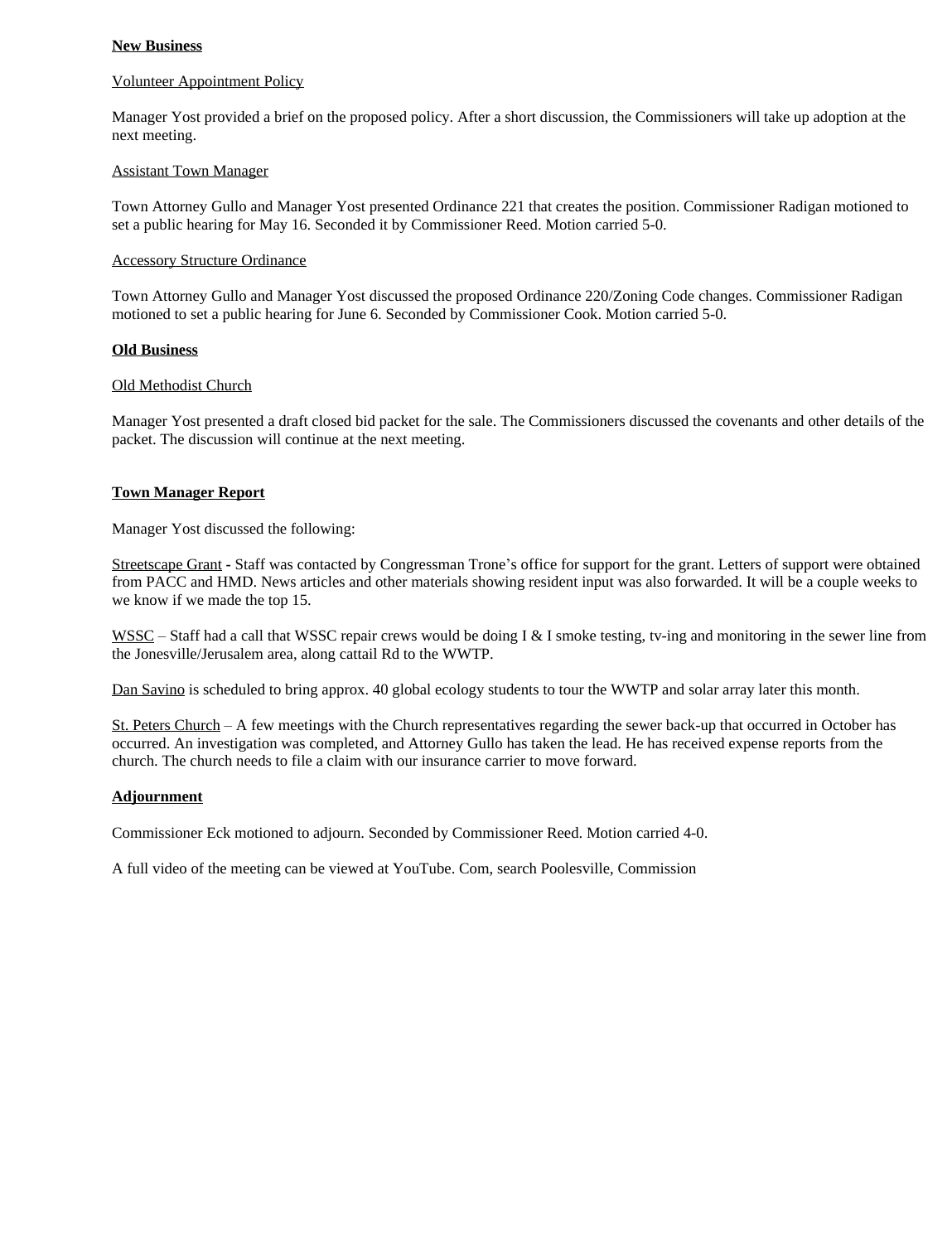**New Business**

Volunteer Appointment Policy

Manager Yost provided a brief on the proposed policy. After a short discussion, the Commissioners will take up adoption at the next meeting.

Assistant Town Manager

Town Attorney Gullo and Manager Yost presented Ordinance 221 that creates the position. Commissioner Radigan motioned to set a public hearing for May 16. Seconded it by Commissioner Reed. Motion carried 5-0.

Accessory Structure Ordinance

Town Attorney Gullo and Manager Yost discussed the proposed Ordinance 220/Zoning Code changes. Commissioner Radigan motioned to set a public hearing for June 6. Seconded by Commissioner Cook. Motion carried 5-0.

**Old Business**

Old Methodist Church

Manager Yost presented a draft closed bid packet for the sale. The Commissioners discussed the covenants and other details of the packet. The discussion will continue at the next meeting.

**Town Manager Report**

Manager Yost discussed the following:

Streetscape Grant **-** Staff was contacted by Congressman Trone's office for support for the grant. Letters of support were obtained from PACC and HMD. News articles and other materials showing resident input was also forwarded. It will be a couple weeks to we know if we made the top 15.

WSSC – Staff had a call that WSSC repair crews would be doing I & I smoke testing, tv-ing and monitoring in the sewer line from the Jonesville/Jerusalem area, along cattail Rd to the WWTP.

Dan Savino is scheduled to bring approx. 40 global ecology students to tour the WWTP and solar array later this month.

St. Peters Church – A few meetings with the Church representatives regarding the sewer back-up that occurred in October has occurred. An investigation was completed, and Attorney Gullo has taken the lead. He has received expense reports from the church. The church needs to file a claim with our insurance carrier to move forward.

**Adjournment**

Commissioner Eck motioned to adjourn. Seconded by Commissioner Reed. Motion carried 4-0.

A full video of the meeting can be viewed at YouTube. Com, search Poolesville, Commission